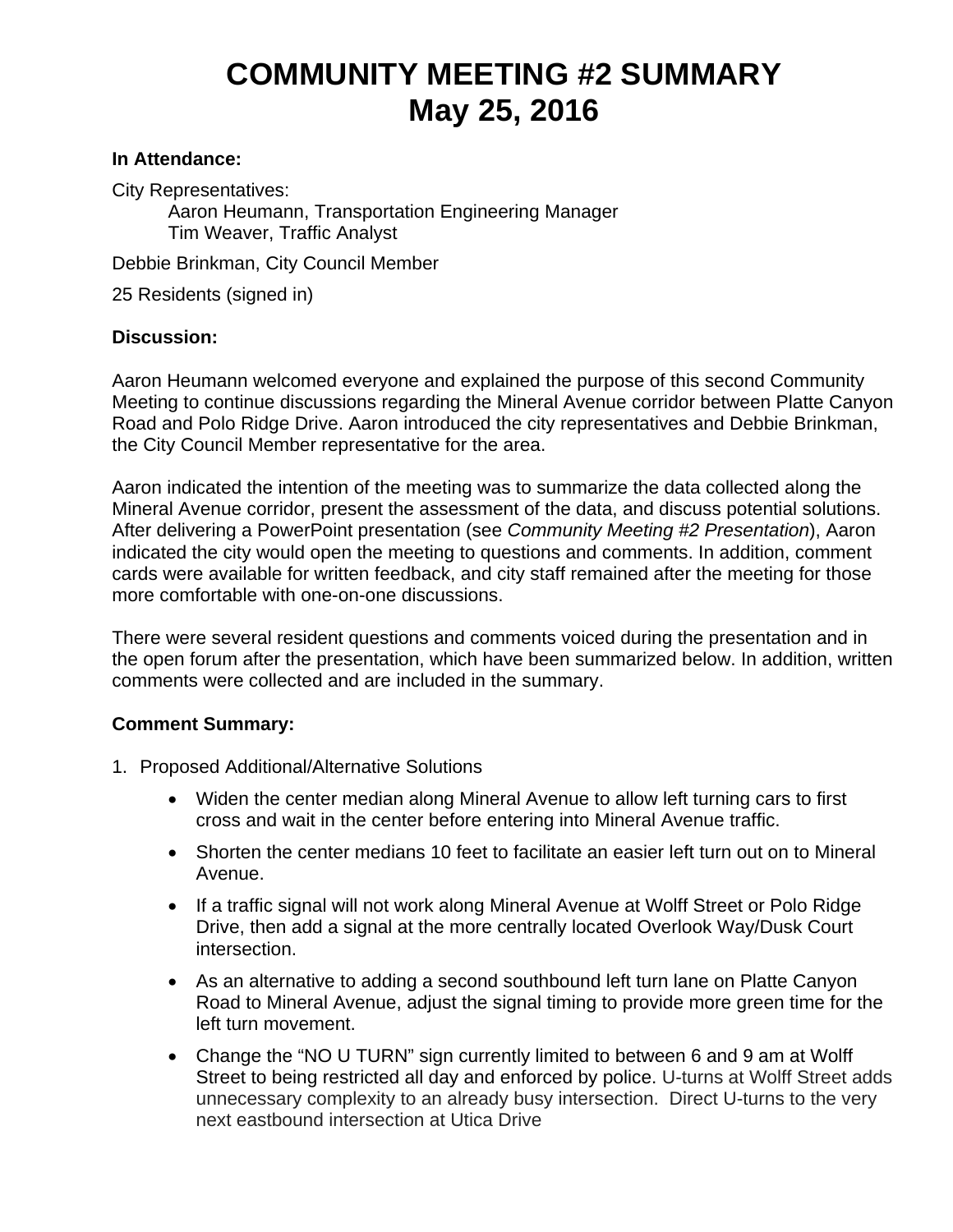# COMMUNITY MEETING #2 SUMMARY
# May 25, 2016

**In Attendance:**

City Representatives:

Aaron Heumann, Transportation Engineering Manager
Tim Weaver, Traffic Analyst

Debbie Brinkman, City Council Member

25 Residents (signed in)

**Discussion:**

Aaron Heumann welcomed everyone and explained the purpose of this second Community Meeting to continue discussions regarding the Mineral Avenue corridor between Platte Canyon Road and Polo Ridge Drive. Aaron introduced the city representatives and Debbie Brinkman, the City Council Member representative for the area.

Aaron indicated the intention of the meeting was to summarize the data collected along the Mineral Avenue corridor, present the assessment of the data, and discuss potential solutions. After delivering a PowerPoint presentation (see *Community Meeting #2 Presentation*), Aaron indicated the city would open the meeting to questions and comments. In addition, comment cards were available for written feedback, and city staff remained after the meeting for those more comfortable with one-on-one discussions.

There were several resident questions and comments voiced during the presentation and in the open forum after the presentation, which have been summarized below. In addition, written comments were collected and are included in the summary.

**Comment Summary:**

1. Proposed Additional/Alternative Solutions
    - Widen the center median along Mineral Avenue to allow left turning cars to first cross and wait in the center before entering into Mineral Avenue traffic.
    - Shorten the center medians 10 feet to facilitate an easier left turn out on to Mineral Avenue.
    - If a traffic signal will not work along Mineral Avenue at Wolff Street or Polo Ridge Drive, then add a signal at the more centrally located Overlook Way/Dusk Court intersection.
    - As an alternative to adding a second southbound left turn lane on Platte Canyon Road to Mineral Avenue, adjust the signal timing to provide more green time for the left turn movement.
    - Change the "NO U TURN" sign currently limited to between 6 and 9 am at Wolff Street to being restricted all day and enforced by police. U-turns at Wolff Street adds unnecessary complexity to an already busy intersection. Direct U-turns to the very next eastbound intersection at Utica Drive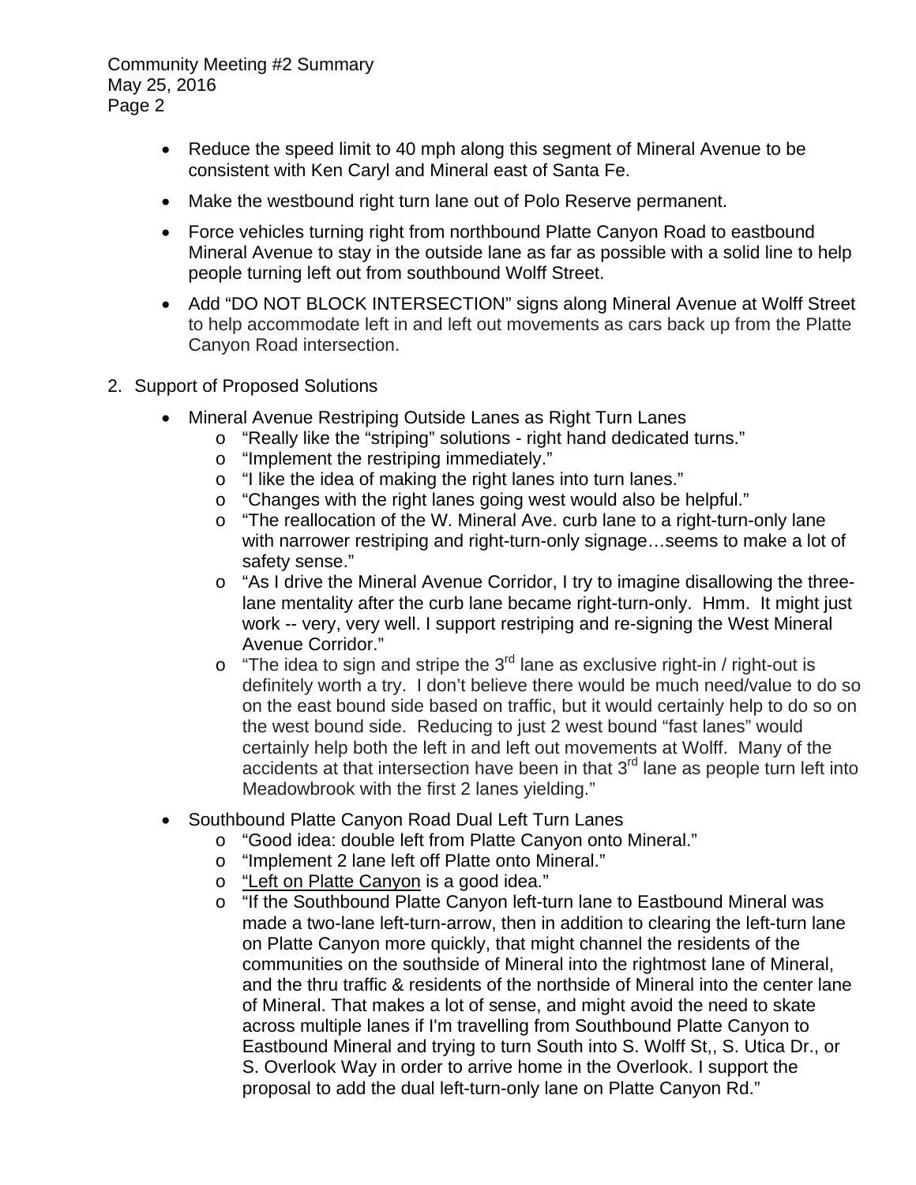- Reduce the speed limit to 40 mph along this segment of Mineral Avenue to be consistent with Ken Caryl and Mineral east of Santa Fe.
- Make the westbound right turn lane out of Polo Reserve permanent.
- Force vehicles turning right from northbound Platte Canyon Road to eastbound Mineral Avenue to stay in the outside lane as far as possible with a solid line to help people turning left out from southbound Wolff Street.
- Add "DO NOT BLOCK INTERSECTION" signs along Mineral Avenue at Wolff Street to help accommodate left in and left out movements as cars back up from the Platte Canyon Road intersection.

2. Support of Proposed Solutions

- Mineral Avenue Restriping Outside Lanes as Right Turn Lanes
  - "Really like the "striping" solutions - right hand dedicated turns."
  - "Implement the restriping immediately."
  - "I like the idea of making the right lanes into turn lanes."
  - "Changes with the right lanes going west would also be helpful."
  - "The reallocation of the W. Mineral Ave. curb lane to a right-turn-only lane with narrower restriping and right-turn-only signage…seems to make a lot of safety sense."
  - "As I drive the Mineral Avenue Corridor, I try to imagine disallowing the three-lane mentality after the curb lane became right-turn-only. Hmm. It might just work -- very, very well. I support restriping and re-signing the West Mineral Avenue Corridor."
  - "The idea to sign and stripe the 3rd lane as exclusive right-in / right-out is definitely worth a try. I don't believe there would be much need/value to do so on the east bound side based on traffic, but it would certainly help to do so on the west bound side. Reducing to just 2 west bound "fast lanes" would certainly help both the left in and left out movements at Wolff. Many of the accidents at that intersection have been in that 3rd lane as people turn left into Meadowbrook with the first 2 lanes yielding."
- Southbound Platte Canyon Road Dual Left Turn Lanes
  - "Good idea: double left from Platte Canyon onto Mineral."
  - "Implement 2 lane left off Platte onto Mineral."
  - "Left on Platte Canyon is a good idea."
  - "If the Southbound Platte Canyon left-turn lane to Eastbound Mineral was made a two-lane left-turn-arrow, then in addition to clearing the left-turn lane on Platte Canyon more quickly, that might channel the residents of the communities on the southside of Mineral into the rightmost lane of Mineral, and the thru traffic & residents of the northside of Mineral into the center lane of Mineral. That makes a lot of sense, and might avoid the need to skate across multiple lanes if I'm travelling from Southbound Platte Canyon to Eastbound Mineral and trying to turn South into S. Wolff St,, S. Utica Dr., or S. Overlook Way in order to arrive home in the Overlook. I support the proposal to add the dual left-turn-only lane on Platte Canyon Rd."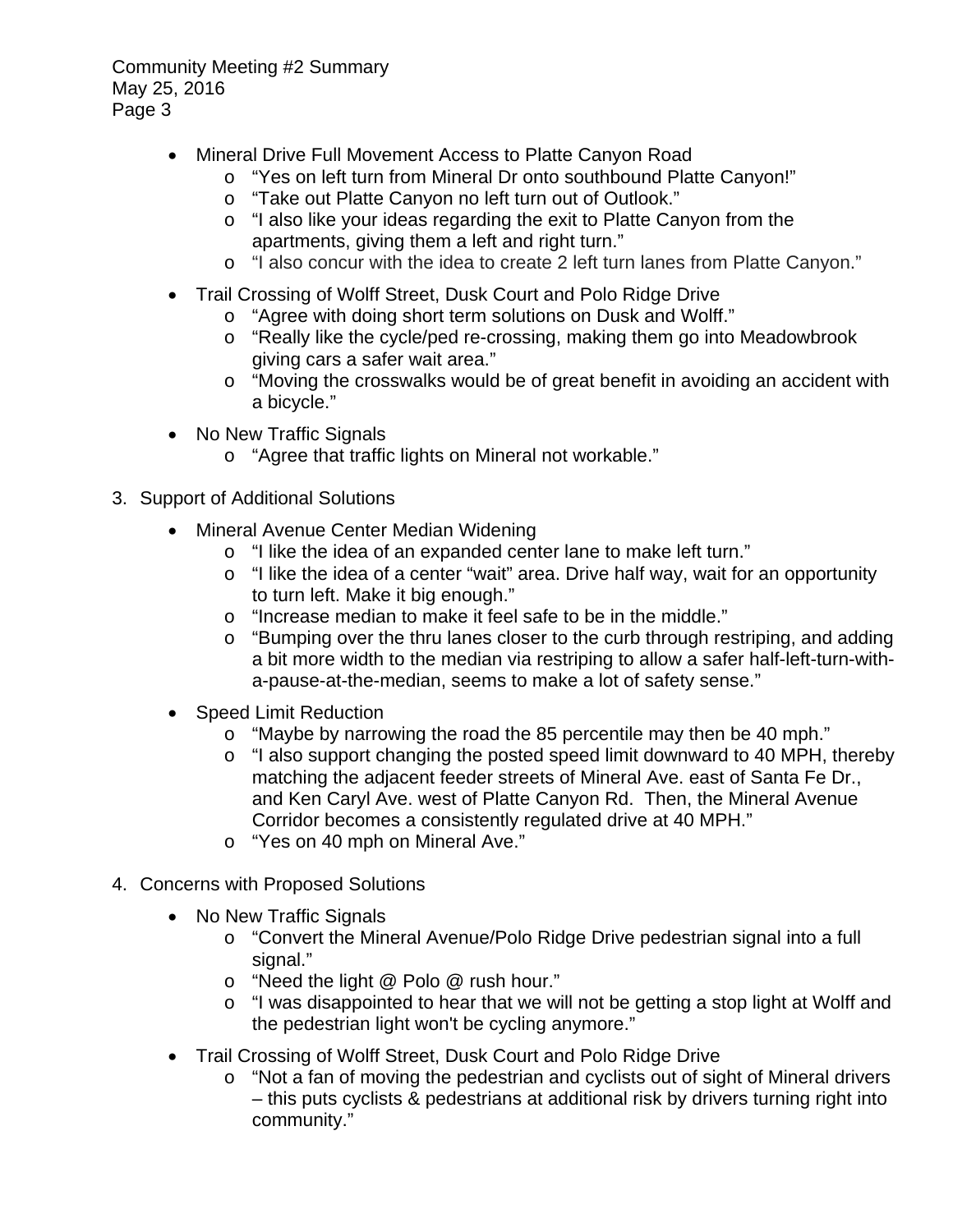- Mineral Drive Full Movement Access to Platte Canyon Road
    - "Yes on left turn from Mineral Dr onto southbound Platte Canyon!"
    - "Take out Platte Canyon no left turn out of Outlook."
    - "I also like your ideas regarding the exit to Platte Canyon from the apartments, giving them a left and right turn."
    - "I also concur with the idea to create 2 left turn lanes from Platte Canyon."
- Trail Crossing of Wolff Street, Dusk Court and Polo Ridge Drive
    - "Agree with doing short term solutions on Dusk and Wolff."
    - "Really like the cycle/ped re-crossing, making them go into Meadowbrook giving cars a safer wait area."
    - "Moving the crosswalks would be of great benefit in avoiding an accident with a bicycle."
- No New Traffic Signals
    - "Agree that traffic lights on Mineral not workable."

3. Support of Additional Solutions

- Mineral Avenue Center Median Widening
    - "I like the idea of an expanded center lane to make left turn."
    - "I like the idea of a center "wait" area. Drive half way, wait for an opportunity to turn left. Make it big enough."
    - "Increase median to make it feel safe to be in the middle."
    - "Bumping over the thru lanes closer to the curb through restriping, and adding a bit more width to the median via restriping to allow a safer half-left-turn-with-a-pause-at-the-median, seems to make a lot of safety sense."
- Speed Limit Reduction
    - "Maybe by narrowing the road the 85 percentile may then be 40 mph."
    - "I also support changing the posted speed limit downward to 40 MPH, thereby matching the adjacent feeder streets of Mineral Ave. east of Santa Fe Dr., and Ken Caryl Ave. west of Platte Canyon Rd. Then, the Mineral Avenue Corridor becomes a consistently regulated drive at 40 MPH."
    - "Yes on 40 mph on Mineral Ave."

4. Concerns with Proposed Solutions

- No New Traffic Signals
    - "Convert the Mineral Avenue/Polo Ridge Drive pedestrian signal into a full signal."
    - "Need the light @ Polo @ rush hour."
    - "I was disappointed to hear that we will not be getting a stop light at Wolff and the pedestrian light won't be cycling anymore."
- Trail Crossing of Wolff Street, Dusk Court and Polo Ridge Drive
    - "Not a fan of moving the pedestrian and cyclists out of sight of Mineral drivers – this puts cyclists & pedestrians at additional risk by drivers turning right into community."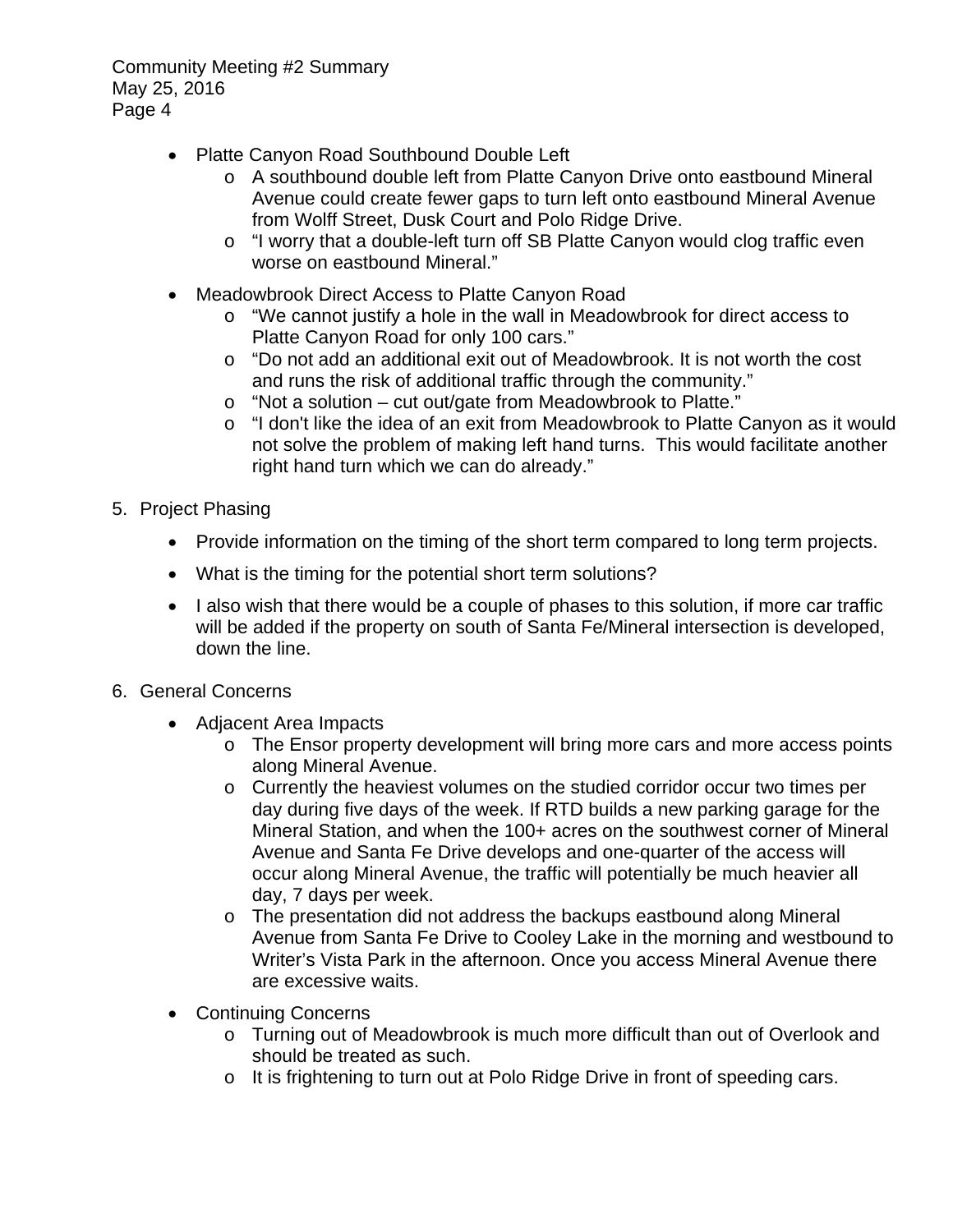- Platte Canyon Road Southbound Double Left
  - A southbound double left from Platte Canyon Drive onto eastbound Mineral Avenue could create fewer gaps to turn left onto eastbound Mineral Avenue from Wolff Street, Dusk Court and Polo Ridge Drive.
  - "I worry that a double-left turn off SB Platte Canyon would clog traffic even worse on eastbound Mineral."
- Meadowbrook Direct Access to Platte Canyon Road
  - "We cannot justify a hole in the wall in Meadowbrook for direct access to Platte Canyon Road for only 100 cars."
  - "Do not add an additional exit out of Meadowbrook. It is not worth the cost and runs the risk of additional traffic through the community."
  - "Not a solution – cut out/gate from Meadowbrook to Platte."
  - "I don't like the idea of an exit from Meadowbrook to Platte Canyon as it would not solve the problem of making left hand turns. This would facilitate another right hand turn which we can do already."

5. Project Phasing

- Provide information on the timing of the short term compared to long term projects.
- What is the timing for the potential short term solutions?
- I also wish that there would be a couple of phases to this solution, if more car traffic will be added if the property on south of Santa Fe/Mineral intersection is developed, down the line.

6. General Concerns

- Adjacent Area Impacts
  - The Ensor property development will bring more cars and more access points along Mineral Avenue.
  - Currently the heaviest volumes on the studied corridor occur two times per day during five days of the week. If RTD builds a new parking garage for the Mineral Station, and when the 100+ acres on the southwest corner of Mineral Avenue and Santa Fe Drive develops and one-quarter of the access will occur along Mineral Avenue, the traffic will potentially be much heavier all day, 7 days per week.
  - The presentation did not address the backups eastbound along Mineral Avenue from Santa Fe Drive to Cooley Lake in the morning and westbound to Writer's Vista Park in the afternoon. Once you access Mineral Avenue there are excessive waits.
- Continuing Concerns
  - Turning out of Meadowbrook is much more difficult than out of Overlook and should be treated as such.
  - It is frightening to turn out at Polo Ridge Drive in front of speeding cars.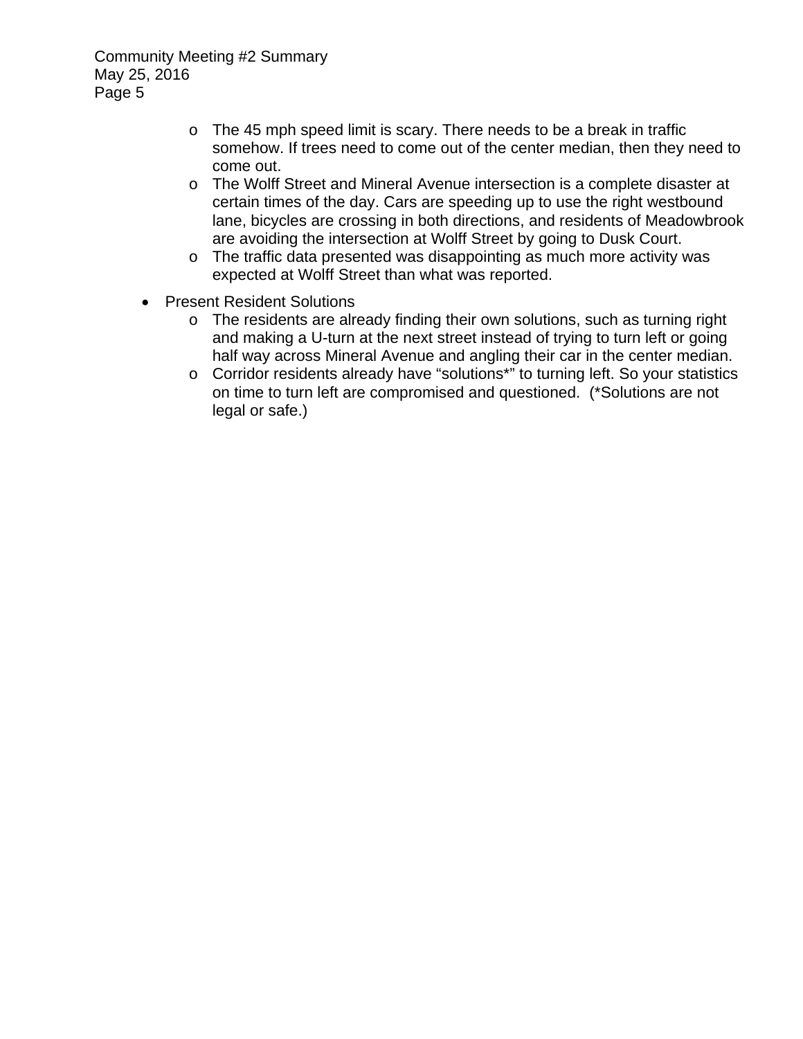- The 45 mph speed limit is scary. There needs to be a break in traffic somehow. If trees need to come out of the center median, then they need to come out.
  - The Wolff Street and Mineral Avenue intersection is a complete disaster at certain times of the day. Cars are speeding up to use the right westbound lane, bicycles are crossing in both directions, and residents of Meadowbrook are avoiding the intersection at Wolff Street by going to Dusk Court.
  - The traffic data presented was disappointing as much more activity was expected at Wolff Street than what was reported.

- Present Resident Solutions
  - The residents are already finding their own solutions, such as turning right and making a U-turn at the next street instead of trying to turn left or going half way across Mineral Avenue and angling their car in the center median.
  - Corridor residents already have "solutions*" to turning left. So your statistics on time to turn left are compromised and questioned. (*Solutions are not legal or safe.)